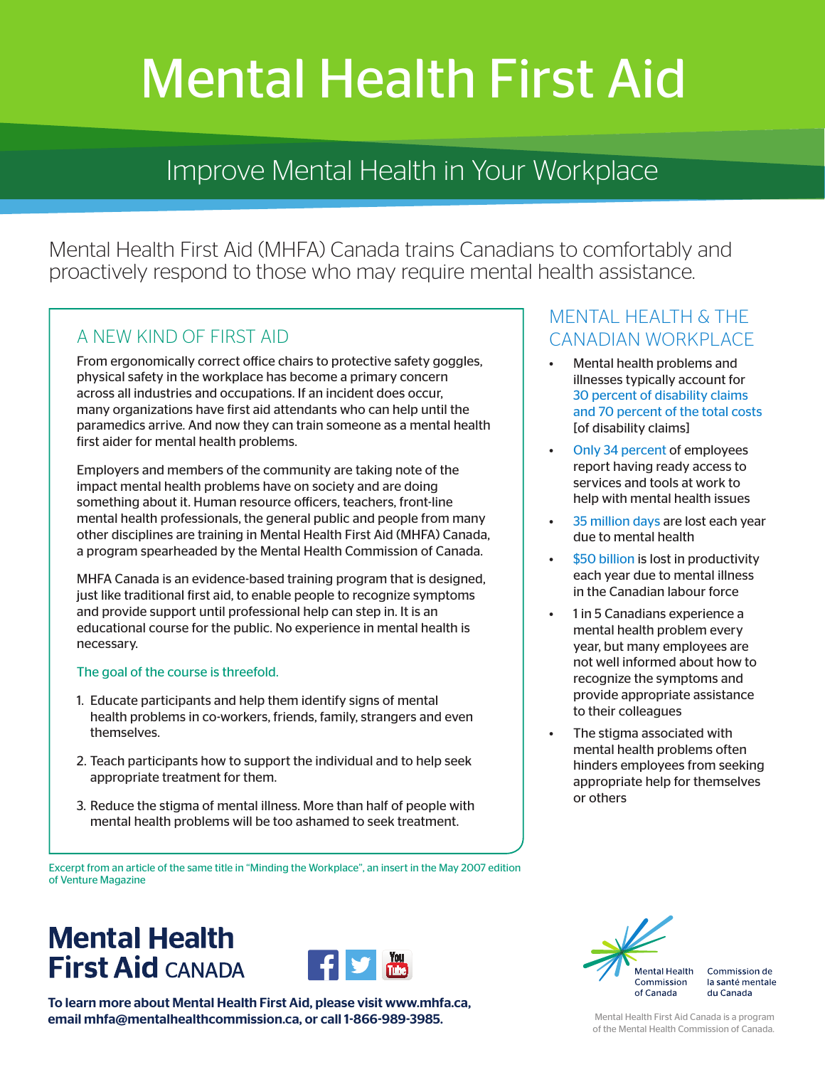# Mental Health First Aid

## Improve Mental Health in Your Workplace

Mental Health First Aid (MHFA) Canada trains Canadians to comfortably and proactively respond to those who may require mental health assistance.

### A NEW KIND OF FIRST AID

From ergonomically correct office chairs to protective safety goggles, physical safety in the workplace has become a primary concern across all industries and occupations. If an incident does occur, many organizations have first aid attendants who can help until the paramedics arrive. And now they can train someone as a mental health first aider for mental health problems.

Employers and members of the community are taking note of the impact mental health problems have on society and are doing something about it. Human resource officers, teachers, front-line mental health professionals, the general public and people from many other disciplines are training in Mental Health First Aid (MHFA) Canada, a program spearheaded by the Mental Health Commission of Canada.

MHFA Canada is an evidence-based training program that is designed, just like traditional first aid, to enable people to recognize symptoms and provide support until professional help can step in. It is an educational course for the public. No experience in mental health is necessary.

The goal of the course is threefold.

1. Educate participants and help them identify signs of mental health problems in co-workers, friends, family, strangers and even themselves.
2. Teach participants how to support the individual and to help seek appropriate treatment for them.
3. Reduce the stigma of mental illness. More than half of people with mental health problems will be too ashamed to seek treatment.

Excerpt from an article of the same title in "Minding the Workplace", an insert in the May 2007 edition of Venture Magazine

### MENTAL HEALTH & THE CANADIAN WORKPLACE

- Mental health problems and illnesses typically account for 30 percent of disability claims and 70 percent of the total costs [of disability claims]
- Only 34 percent of employees report having ready access to services and tools at work to help with mental health issues
- 35 million days are lost each year due to mental health
- $50 billion is lost in productivity each year due to mental illness in the Canadian labour force
- 1 in 5 Canadians experience a mental health problem every year, but many employees are not well informed about how to recognize the symptoms and provide appropriate assistance to their colleagues
- The stigma associated with mental health problems often hinders employees from seeking appropriate help for themselves or others

**Mental Health First Aid CANADA**

**To learn more about Mental Health First Aid, please visit www.mhfa.ca, email mhfa@mentalhealthcommission.ca, or call 1-866-989-3985.**

Mental Health Commission of Canada / Commission de la santé mentale du Canada

Mental Health First Aid Canada is a program of the Mental Health Commission of Canada.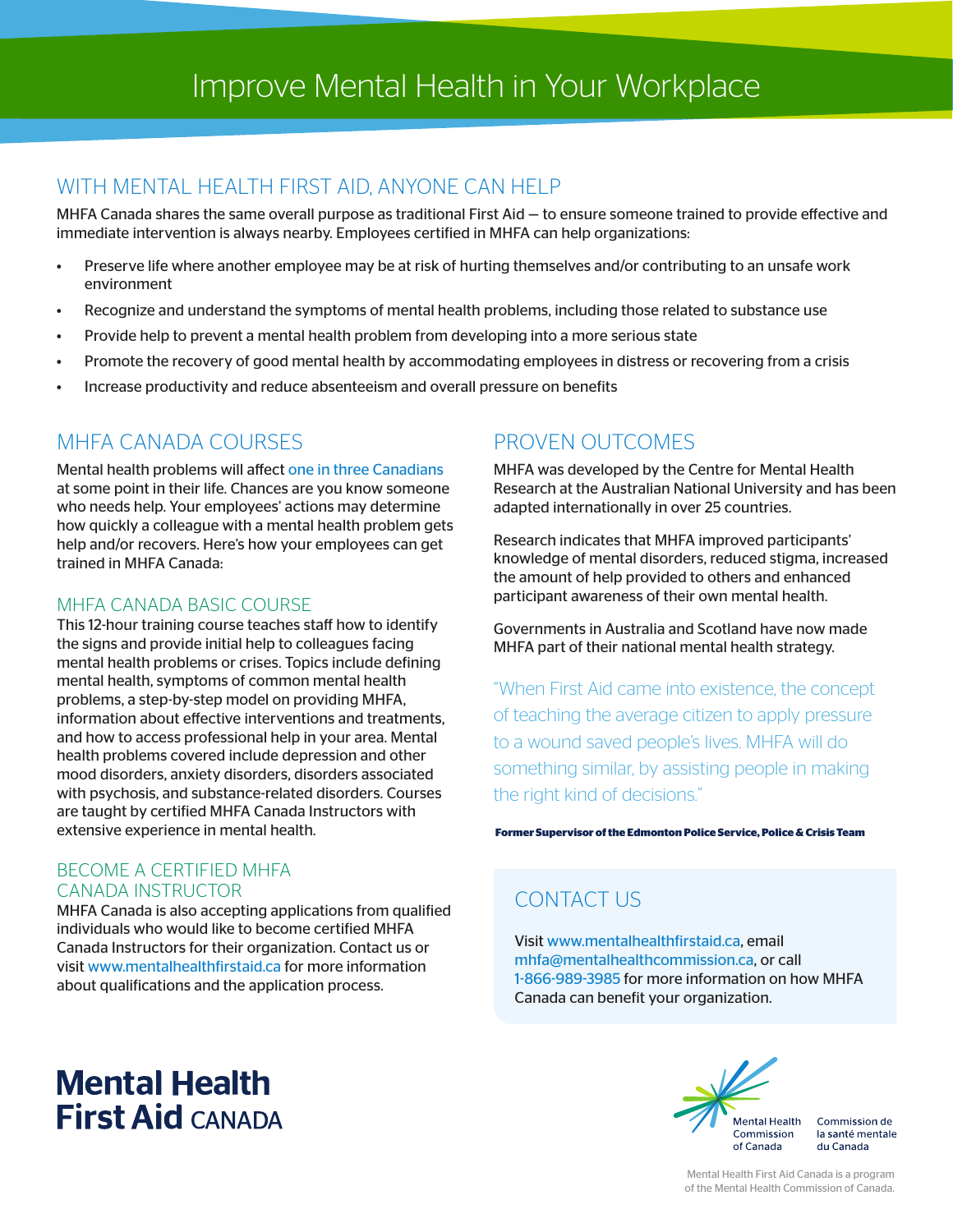# Improve Mental Health in Your Workplace

## WITH MENTAL HEALTH FIRST AID, ANYONE CAN HELP

MHFA Canada shares the same overall purpose as traditional First Aid — to ensure someone trained to provide effective and immediate intervention is always nearby. Employees certified in MHFA can help organizations:

- Preserve life where another employee may be at risk of hurting themselves and/or contributing to an unsafe work environment
- Recognize and understand the symptoms of mental health problems, including those related to substance use
- Provide help to prevent a mental health problem from developing into a more serious state
- Promote the recovery of good mental health by accommodating employees in distress or recovering from a crisis
- Increase productivity and reduce absenteeism and overall pressure on benefits

## MHFA CANADA COURSES

Mental health problems will affect one in three Canadians at some point in their life. Chances are you know someone who needs help. Your employees' actions may determine how quickly a colleague with a mental health problem gets help and/or recovers. Here's how your employees can get trained in MHFA Canada:

### MHFA CANADA BASIC COURSE

This 12-hour training course teaches staff how to identify the signs and provide initial help to colleagues facing mental health problems or crises. Topics include defining mental health, symptoms of common mental health problems, a step-by-step model on providing MHFA, information about effective interventions and treatments, and how to access professional help in your area. Mental health problems covered include depression and other mood disorders, anxiety disorders, disorders associated with psychosis, and substance-related disorders. Courses are taught by certified MHFA Canada Instructors with extensive experience in mental health.

### BECOME A CERTIFIED MHFA CANADA INSTRUCTOR

MHFA Canada is also accepting applications from qualified individuals who would like to become certified MHFA Canada Instructors for their organization. Contact us or visit www.mentalhealthfirstaid.ca for more information about qualifications and the application process.

## PROVEN OUTCOMES

MHFA was developed by the Centre for Mental Health Research at the Australian National University and has been adapted internationally in over 25 countries.

Research indicates that MHFA improved participants' knowledge of mental disorders, reduced stigma, increased the amount of help provided to others and enhanced participant awareness of their own mental health.

Governments in Australia and Scotland have now made MHFA part of their national mental health strategy.

> "When First Aid came into existence, the concept of teaching the average citizen to apply pressure to a wound saved people's lives. MHFA will do something similar, by assisting people in making the right kind of decisions."

**Former Supervisor of the Edmonton Police Service, Police & Crisis Team**

## CONTACT US

Visit www.mentalhealthfirstaid.ca, email mhfa@mentalhealthcommission.ca, or call 1-866-989-3985 for more information on how MHFA Canada can benefit your organization.

**Mental Health First Aid** CANADA

Mental Health Commission of Canada
Commission de la santé mentale du Canada

Mental Health First Aid Canada is a program of the Mental Health Commission of Canada.